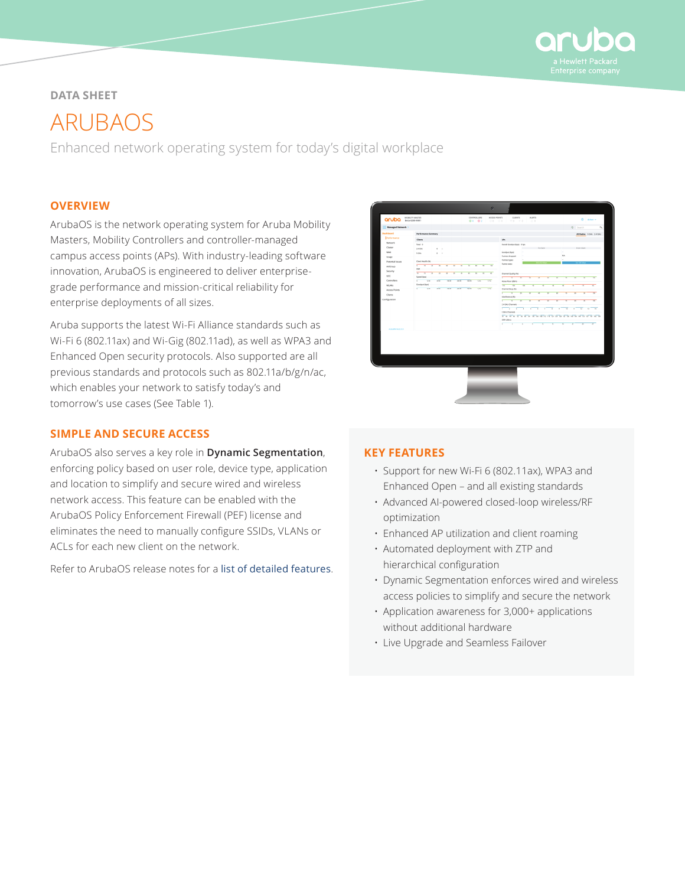DATA SHEET

# ARUBAOS

Enhanced network operating system for today's digital workplace

## OVERVIEW

ArubaOS is the network operating system for Aruba Mobility Masters, Mobility Controllers and controller-managed campus access points (APs). With industry-leading software innovation, ArubaOS is engineered to deliver enterprise-grade performance and mission-critical reliability for enterprise deployments of all sizes.

Aruba supports the latest Wi-Fi Alliance standards such as Wi-Fi 6 (802.11ax) and Wi-Gig (802.11ad), as well as WPA3 and Enhanced Open security protocols. Also supported are all previous standards and protocols such as 802.11a/b/g/n/ac, which enables your network to satisfy today's and tomorrow's use cases (See Table 1).

## SIMPLE AND SECURE ACCESS

ArubaOS also serves a key role in **Dynamic Segmentation**, enforcing policy based on user role, device type, application and location to simplify and secure wired and wireless network access. This feature can be enabled with the ArubaOS Policy Enforcement Firewall (PEF) license and eliminates the need to manually configure SSIDs, VLANs or ACLs for each new client on the network.

Refer to ArubaOS release notes for a list of detailed features.

## KEY FEATURES

- Support for new Wi-Fi 6 (802.11ax), WPA3 and Enhanced Open – and all existing standards
- Advanced AI-powered closed-loop wireless/RF optimization
- Enhanced AP utilization and client roaming
- Automated deployment with ZTP and hierarchical configuration
- Dynamic Segmentation enforces wired and wireless access policies to simplify and secure the network
- Application awareness for 3,000+ applications without additional hardware
- Live Upgrade and Seamless Failover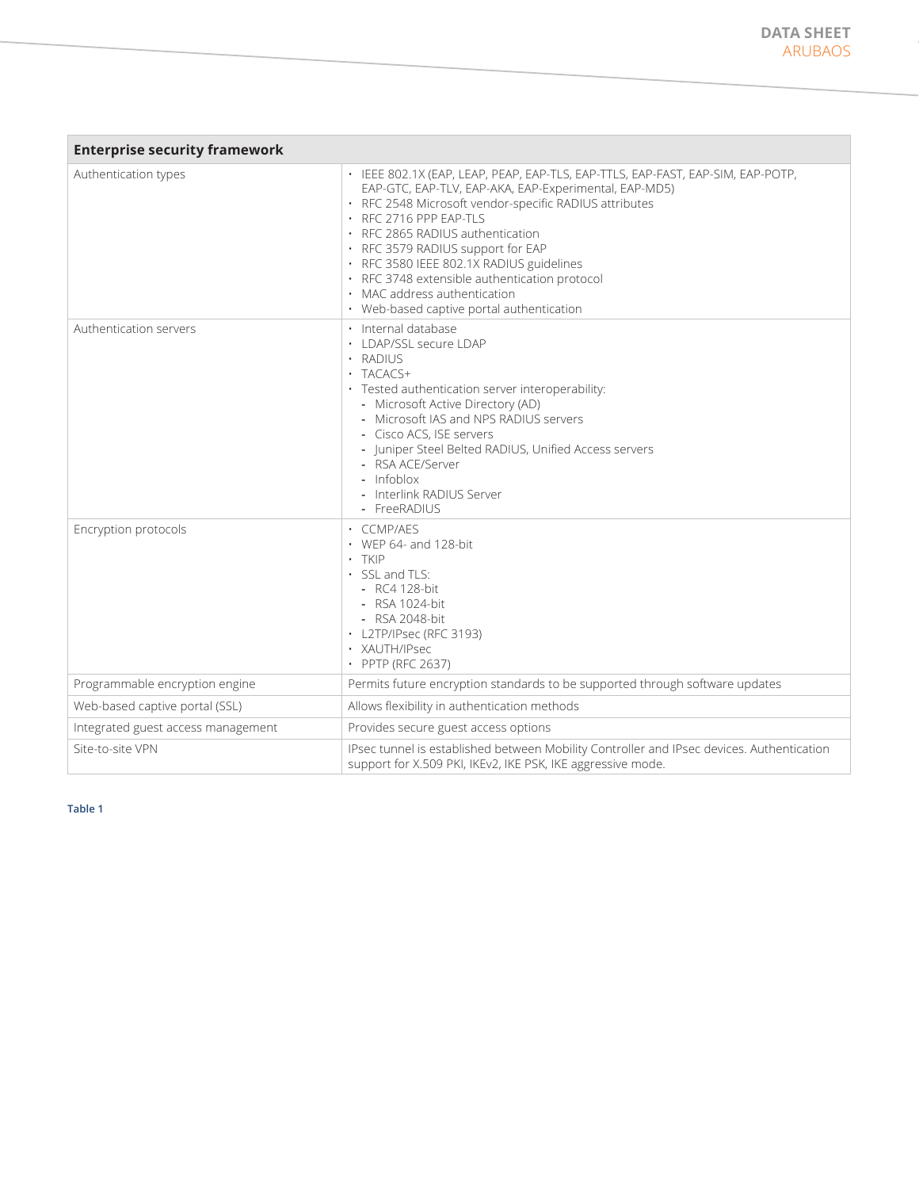| Enterprise security framework | |
|---|---|
| Authentication types | • IEEE 802.1X (EAP, LEAP, PEAP, EAP-TLS, EAP-TTLS, EAP-FAST, EAP-SIM, EAP-POTP, EAP-GTC, EAP-TLV, EAP-AKA, EAP-Experimental, EAP-MD5)<br>• RFC 2548 Microsoft vendor-specific RADIUS attributes<br>• RFC 2716 PPP EAP-TLS<br>• RFC 2865 RADIUS authentication<br>• RFC 3579 RADIUS support for EAP<br>• RFC 3580 IEEE 802.1X RADIUS guidelines<br>• RFC 3748 extensible authentication protocol<br>• MAC address authentication<br>• Web-based captive portal authentication |
| Authentication servers | • Internal database<br>• LDAP/SSL secure LDAP<br>• RADIUS<br>• TACACS+<br>• Tested authentication server interoperability:<br>- Microsoft Active Directory (AD)<br>- Microsoft IAS and NPS RADIUS servers<br>- Cisco ACS, ISE servers<br>- Juniper Steel Belted RADIUS, Unified Access servers<br>- RSA ACE/Server<br>- Infoblox<br>- Interlink RADIUS Server<br>- FreeRADIUS |
| Encryption protocols | • CCMP/AES<br>• WEP 64- and 128-bit<br>• TKIP<br>• SSL and TLS:<br>- RC4 128-bit<br>- RSA 1024-bit<br>- RSA 2048-bit<br>• L2TP/IPsec (RFC 3193)<br>• XAUTH/IPsec<br>• PPTP (RFC 2637) |
| Programmable encryption engine | Permits future encryption standards to be supported through software updates |
| Web-based captive portal (SSL) | Allows flexibility in authentication methods |
| Integrated guest access management | Provides secure guest access options |
| Site-to-site VPN | IPsec tunnel is established between Mobility Controller and IPsec devices. Authentication support for X.509 PKI, IKEv2, IKE PSK, IKE aggressive mode. |

Table 1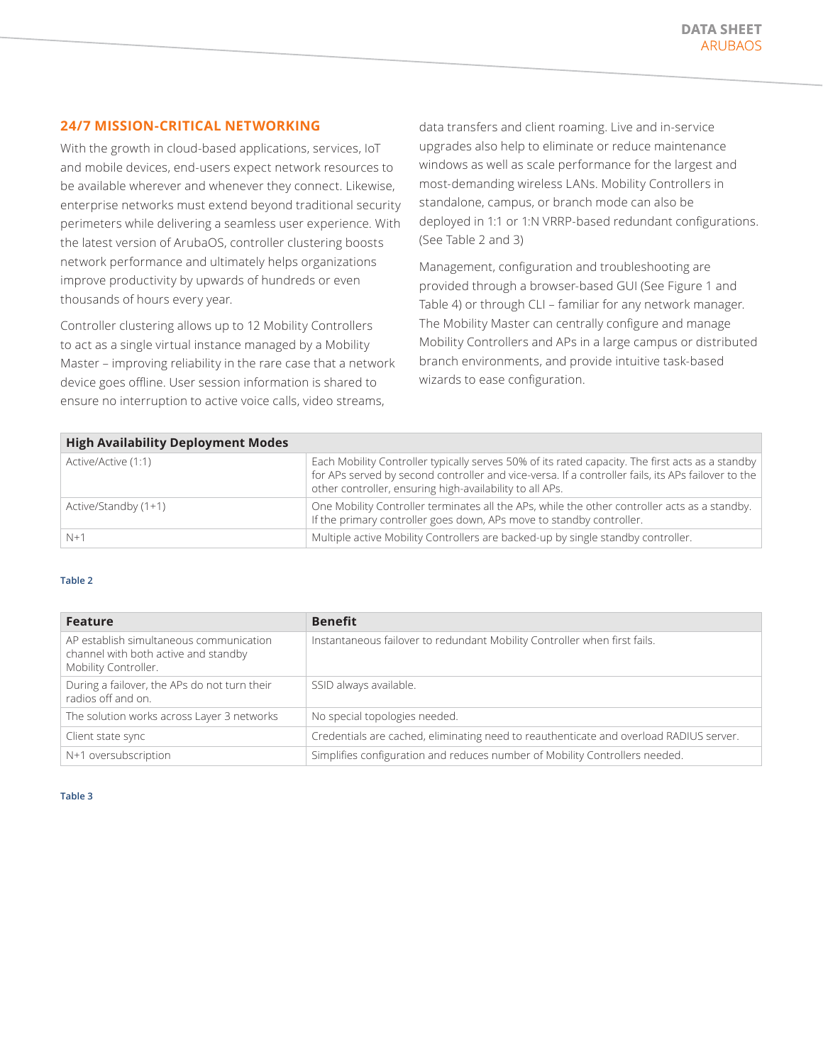## 24/7 MISSION-CRITICAL NETWORKING

With the growth in cloud-based applications, services, IoT and mobile devices, end-users expect network resources to be available wherever and whenever they connect. Likewise, enterprise networks must extend beyond traditional security perimeters while delivering a seamless user experience. With the latest version of ArubaOS, controller clustering boosts network performance and ultimately helps organizations improve productivity by upwards of hundreds or even thousands of hours every year.

Controller clustering allows up to 12 Mobility Controllers to act as a single virtual instance managed by a Mobility Master – improving reliability in the rare case that a network device goes offline. User session information is shared to ensure no interruption to active voice calls, video streams, data transfers and client roaming. Live and in-service upgrades also help to eliminate or reduce maintenance windows as well as scale performance for the largest and most-demanding wireless LANs. Mobility Controllers in standalone, campus, or branch mode can also be deployed in 1:1 or 1:N VRRP-based redundant configurations. (See Table 2 and 3)

Management, configuration and troubleshooting are provided through a browser-based GUI (See Figure 1 and Table 4) or through CLI – familiar for any network manager. The Mobility Master can centrally configure and manage Mobility Controllers and APs in a large campus or distributed branch environments, and provide intuitive task-based wizards to ease configuration.

| High Availability Deployment Modes | |
|---|---|
| Active/Active (1:1) | Each Mobility Controller typically serves 50% of its rated capacity. The first acts as a standby for APs served by second controller and vice-versa. If a controller fails, its APs failover to the other controller, ensuring high-availability to all APs. |
| Active/Standby (1+1) | One Mobility Controller terminates all the APs, while the other controller acts as a standby. If the primary controller goes down, APs move to standby controller. |
| N+1 | Multiple active Mobility Controllers are backed-up by single standby controller. |

Table 2

| Feature | Benefit |
|---|---|
| AP establish simultaneous communication channel with both active and standby Mobility Controller. | Instantaneous failover to redundant Mobility Controller when first fails. |
| During a failover, the APs do not turn their radios off and on. | SSID always available. |
| The solution works across Layer 3 networks | No special topologies needed. |
| Client state sync | Credentials are cached, eliminating need to reauthenticate and overload RADIUS server. |
| N+1 oversubscription | Simplifies configuration and reduces number of Mobility Controllers needed. |

Table 3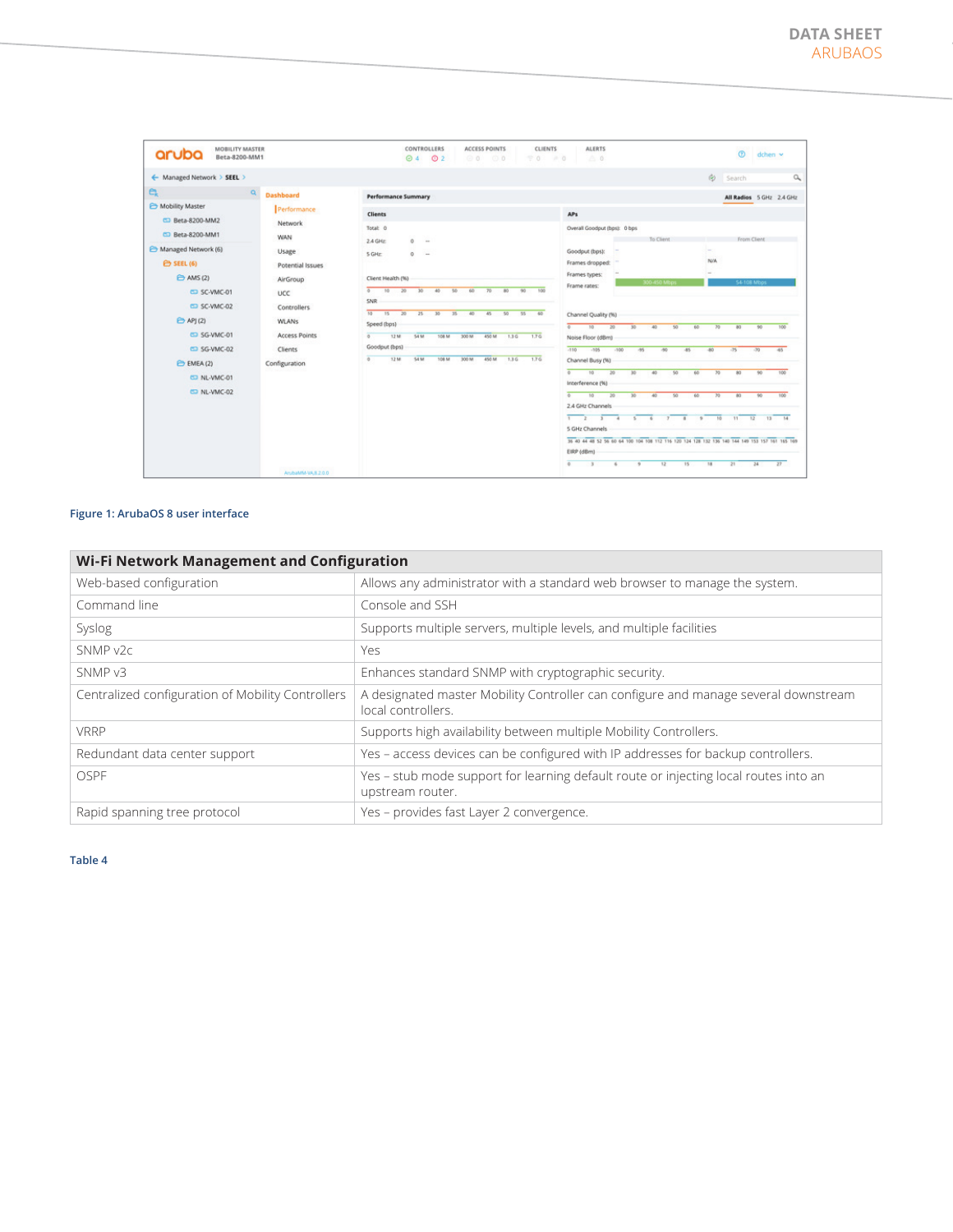Figure 1: ArubaOS 8 user interface

| Wi-Fi Network Management and Configuration | |
|---|---|
| Web-based configuration | Allows any administrator with a standard web browser to manage the system. |
| Command line | Console and SSH |
| Syslog | Supports multiple servers, multiple levels, and multiple facilities |
| SNMP v2c | Yes |
| SNMP v3 | Enhances standard SNMP with cryptographic security. |
| Centralized configuration of Mobility Controllers | A designated master Mobility Controller can configure and manage several downstream local controllers. |
| VRRP | Supports high availability between multiple Mobility Controllers. |
| Redundant data center support | Yes – access devices can be configured with IP addresses for backup controllers. |
| OSPF | Yes – stub mode support for learning default route or injecting local routes into an upstream router. |
| Rapid spanning tree protocol | Yes – provides fast Layer 2 convergence. |

Table 4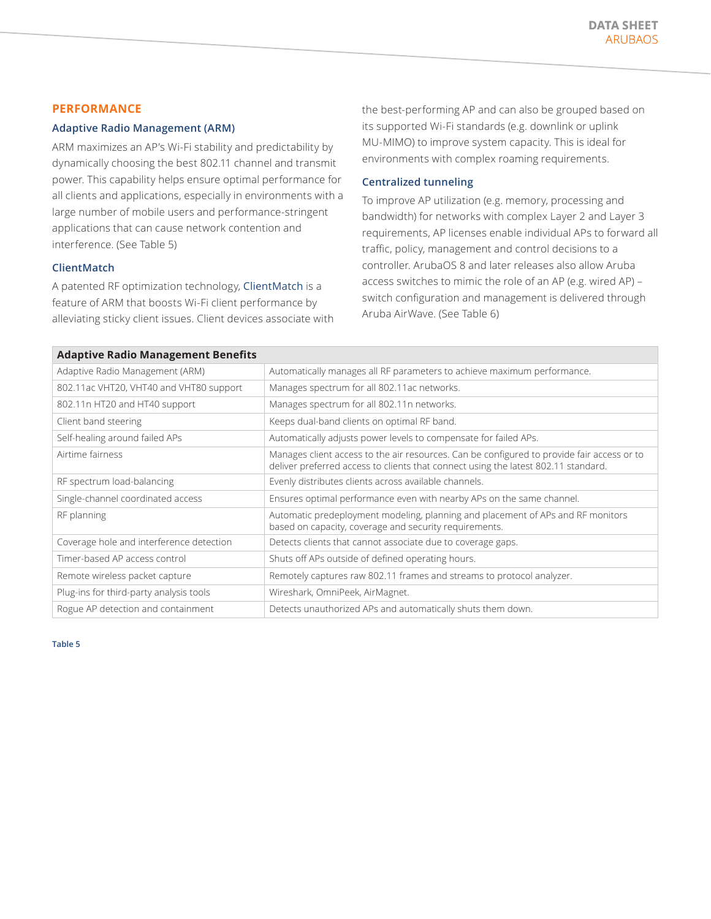## PERFORMANCE

### Adaptive Radio Management (ARM)

ARM maximizes an AP's Wi-Fi stability and predictability by dynamically choosing the best 802.11 channel and transmit power. This capability helps ensure optimal performance for all clients and applications, especially in environments with a large number of mobile users and performance-stringent applications that can cause network contention and interference. (See Table 5)

### ClientMatch

A patented RF optimization technology, ClientMatch is a feature of ARM that boosts Wi-Fi client performance by alleviating sticky client issues. Client devices associate with the best-performing AP and can also be grouped based on its supported Wi-Fi standards (e.g. downlink or uplink MU-MIMO) to improve system capacity. This is ideal for environments with complex roaming requirements.

### Centralized tunneling

To improve AP utilization (e.g. memory, processing and bandwidth) for networks with complex Layer 2 and Layer 3 requirements, AP licenses enable individual APs to forward all traffic, policy, management and control decisions to a controller. ArubaOS 8 and later releases also allow Aruba access switches to mimic the role of an AP (e.g. wired AP) – switch configuration and management is delivered through Aruba AirWave. (See Table 6)

| **Adaptive Radio Management Benefits** | |
|---|---|
| Adaptive Radio Management (ARM) | Automatically manages all RF parameters to achieve maximum performance. |
| 802.11ac VHT20, VHT40 and VHT80 support | Manages spectrum for all 802.11ac networks. |
| 802.11n HT20 and HT40 support | Manages spectrum for all 802.11n networks. |
| Client band steering | Keeps dual-band clients on optimal RF band. |
| Self-healing around failed APs | Automatically adjusts power levels to compensate for failed APs. |
| Airtime fairness | Manages client access to the air resources. Can be configured to provide fair access or to deliver preferred access to clients that connect using the latest 802.11 standard. |
| RF spectrum load-balancing | Evenly distributes clients across available channels. |
| Single-channel coordinated access | Ensures optimal performance even with nearby APs on the same channel. |
| RF planning | Automatic predeployment modeling, planning and placement of APs and RF monitors based on capacity, coverage and security requirements. |
| Coverage hole and interference detection | Detects clients that cannot associate due to coverage gaps. |
| Timer-based AP access control | Shuts off APs outside of defined operating hours. |
| Remote wireless packet capture | Remotely captures raw 802.11 frames and streams to protocol analyzer. |
| Plug-ins for third-party analysis tools | Wireshark, OmniPeek, AirMagnet. |
| Rogue AP detection and containment | Detects unauthorized APs and automatically shuts them down. |

Table 5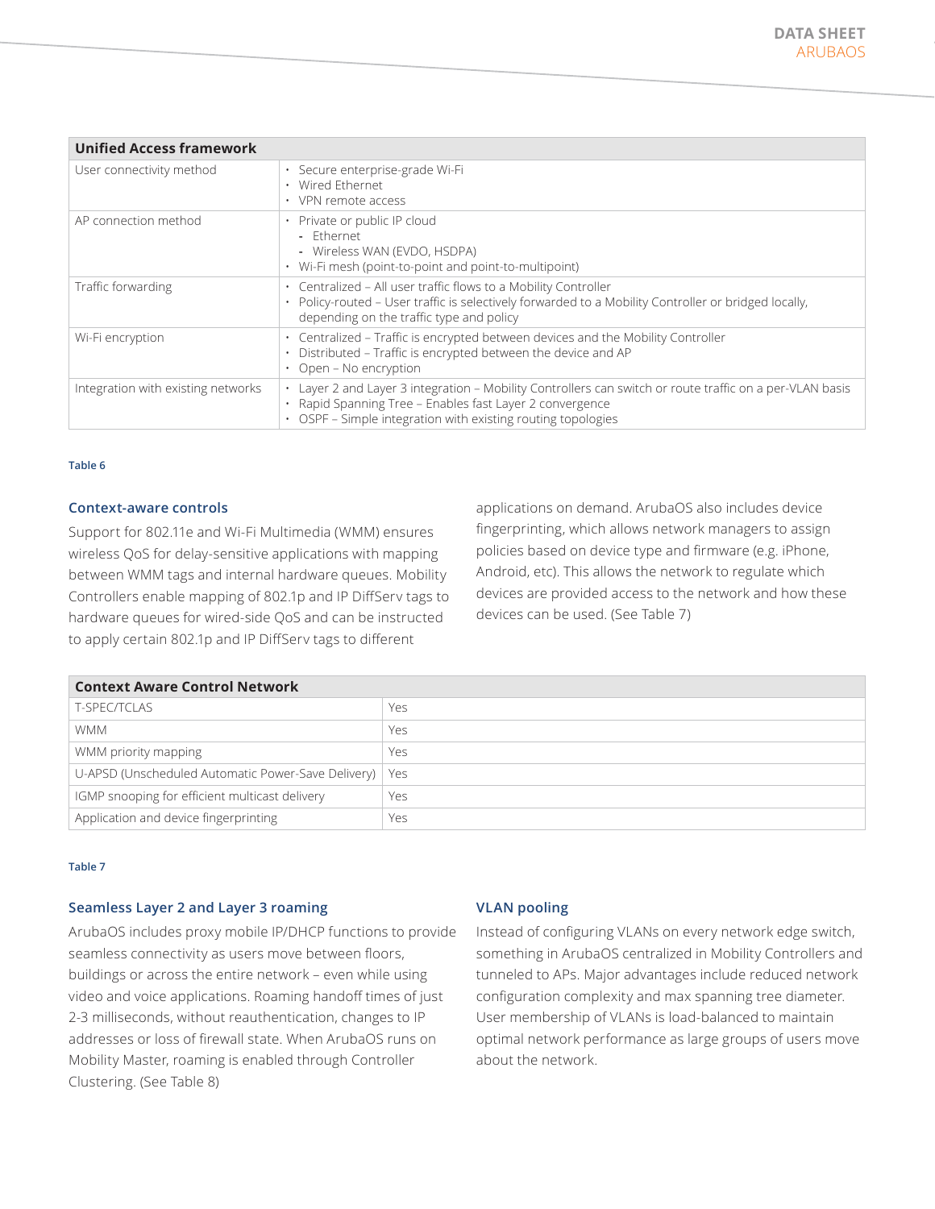| Unified Access framework | |
|---|---|
| User connectivity method | • Secure enterprise-grade Wi-Fi<br>• Wired Ethernet<br>• VPN remote access |
| AP connection method | • Private or public IP cloud<br>- Ethernet<br>- Wireless WAN (EVDO, HSDPA)<br>• Wi-Fi mesh (point-to-point and point-to-multipoint) |
| Traffic forwarding | • Centralized – All user traffic flows to a Mobility Controller<br>• Policy-routed – User traffic is selectively forwarded to a Mobility Controller or bridged locally, depending on the traffic type and policy |
| Wi-Fi encryption | • Centralized – Traffic is encrypted between devices and the Mobility Controller<br>• Distributed – Traffic is encrypted between the device and AP<br>• Open – No encryption |
| Integration with existing networks | • Layer 2 and Layer 3 integration – Mobility Controllers can switch or route traffic on a per-VLAN basis<br>• Rapid Spanning Tree – Enables fast Layer 2 convergence<br>• OSPF – Simple integration with existing routing topologies |

Table 6

### Context-aware controls

Support for 802.11e and Wi-Fi Multimedia (WMM) ensures wireless QoS for delay-sensitive applications with mapping between WMM tags and internal hardware queues. Mobility Controllers enable mapping of 802.1p and IP DiffServ tags to hardware queues for wired-side QoS and can be instructed to apply certain 802.1p and IP DiffServ tags to different applications on demand. ArubaOS also includes device fingerprinting, which allows network managers to assign policies based on device type and firmware (e.g. iPhone, Android, etc). This allows the network to regulate which devices are provided access to the network and how these devices can be used. (See Table 7)

| Context Aware Control Network | |
|---|---|
| T-SPEC/TCLAS | Yes |
| WMM | Yes |
| WMM priority mapping | Yes |
| U-APSD (Unscheduled Automatic Power-Save Delivery) | Yes |
| IGMP snooping for efficient multicast delivery | Yes |
| Application and device fingerprinting | Yes |

Table 7

### Seamless Layer 2 and Layer 3 roaming

ArubaOS includes proxy mobile IP/DHCP functions to provide seamless connectivity as users move between floors, buildings or across the entire network – even while using video and voice applications. Roaming handoff times of just 2-3 milliseconds, without reauthentication, changes to IP addresses or loss of firewall state. When ArubaOS runs on Mobility Master, roaming is enabled through Controller Clustering. (See Table 8)

### VLAN pooling

Instead of configuring VLANs on every network edge switch, something in ArubaOS centralized in Mobility Controllers and tunneled to APs. Major advantages include reduced network configuration complexity and max spanning tree diameter. User membership of VLANs is load-balanced to maintain optimal network performance as large groups of users move about the network.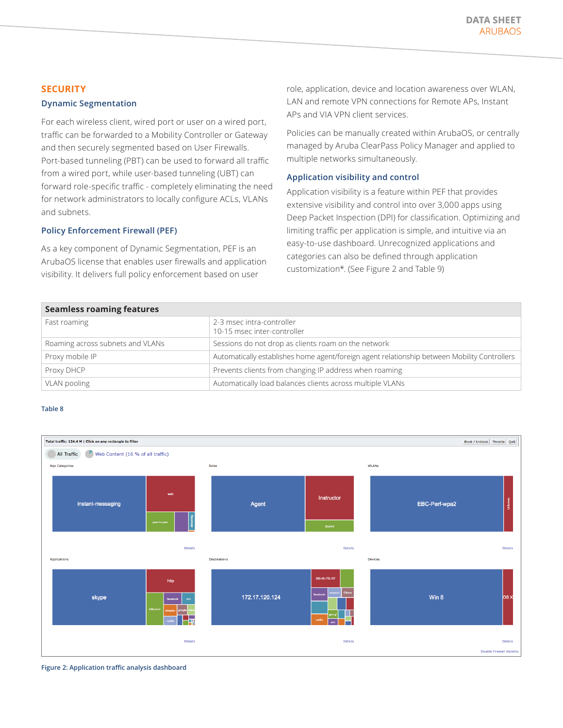## SECURITY

### Dynamic Segmentation

For each wireless client, wired port or user on a wired port, traffic can be forwarded to a Mobility Controller or Gateway and then securely segmented based on User Firewalls. Port-based tunneling (PBT) can be used to forward all traffic from a wired port, while user-based tunneling (UBT) can forward role-specific traffic - completely eliminating the need for network administrators to locally configure ACLs, VLANs and subnets.

### Policy Enforcement Firewall (PEF)

As a key component of Dynamic Segmentation, PEF is an ArubaOS license that enables user firewalls and application visibility. It delivers full policy enforcement based on user role, application, device and location awareness over WLAN, LAN and remote VPN connections for Remote APs, Instant APs and VIA VPN client services.

Policies can be manually created within ArubaOS, or centrally managed by Aruba ClearPass Policy Manager and applied to multiple networks simultaneously.

### Application visibility and control

Application visibility is a feature within PEF that provides extensive visibility and control into over 3,000 apps using Deep Packet Inspection (DPI) for classification. Optimizing and limiting traffic per application is simple, and intuitive via an easy-to-use dashboard. Unrecognized applications and categories can also be defined through application customization*. (See Figure 2 and Table 9)

| Seamless roaming features | |
|---|---|
| Fast roaming | 2-3 msec intra-controller<br>10-15 msec inter-controller |
| Roaming across subnets and VLANs | Sessions do not drop as clients roam on the network |
| Proxy mobile IP | Automatically establishes home agent/foreign agent relationship between Mobility Controllers |
| Proxy DHCP | Prevents clients from changing IP address when roaming |
| VLAN pooling | Automatically load balances clients across multiple VLANs |

Table 8

Figure 2: Application traffic analysis dashboard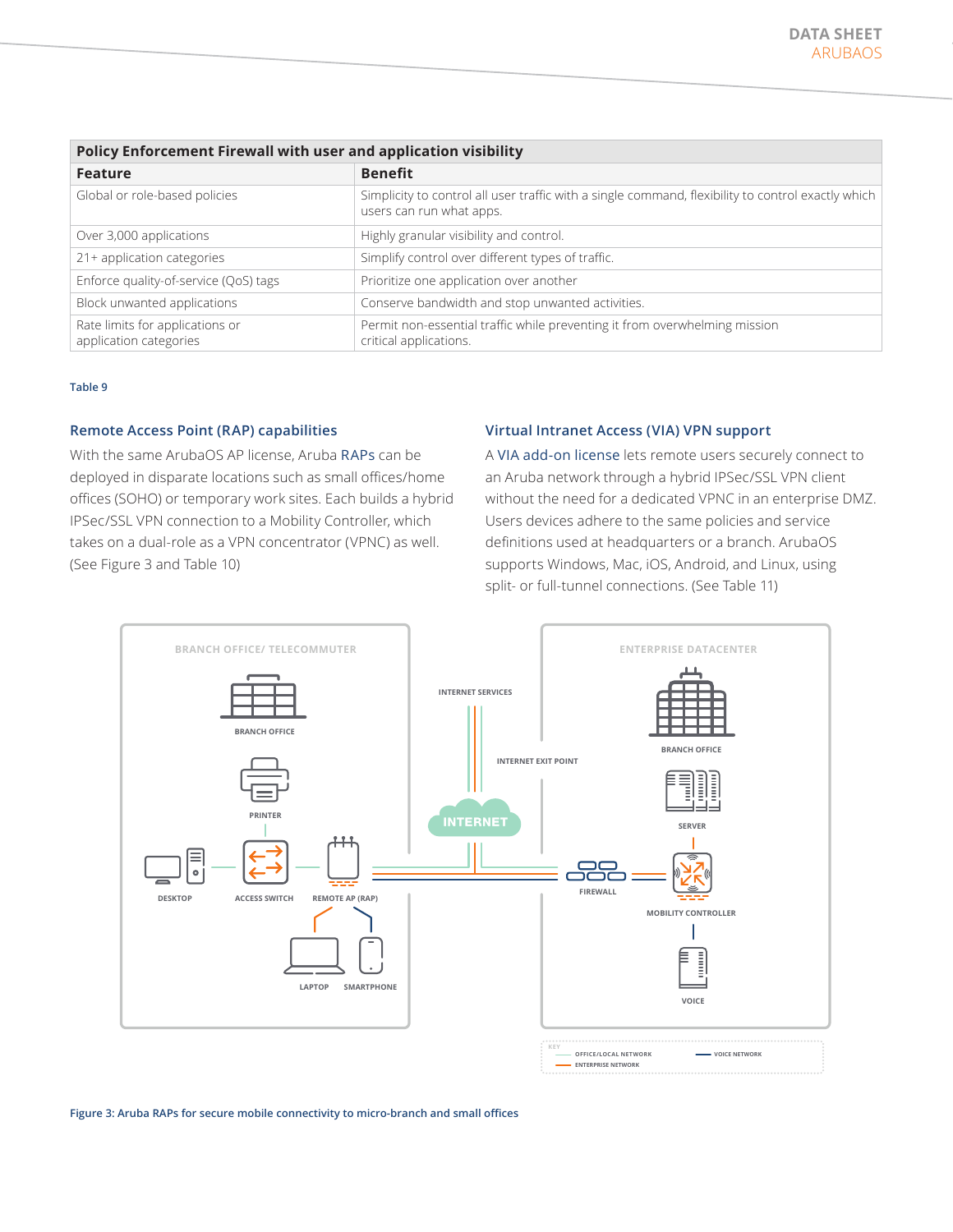| Policy Enforcement Firewall with user and application visibility | |
|---|---|
| **Feature** | **Benefit** |
| Global or role-based policies | Simplicity to control all user traffic with a single command, flexibility to control exactly which users can run what apps. |
| Over 3,000 applications | Highly granular visibility and control. |
| 21+ application categories | Simplify control over different types of traffic. |
| Enforce quality-of-service (QoS) tags | Prioritize one application over another |
| Block unwanted applications | Conserve bandwidth and stop unwanted activities. |
| Rate limits for applications or application categories | Permit non-essential traffic while preventing it from overwhelming mission critical applications. |

Table 9

### Remote Access Point (RAP) capabilities

With the same ArubaOS AP license, Aruba RAPs can be deployed in disparate locations such as small offices/home offices (SOHO) or temporary work sites. Each builds a hybrid IPSec/SSL VPN connection to a Mobility Controller, which takes on a dual-role as a VPN concentrator (VPNC) as well. (See Figure 3 and Table 10)

### Virtual Intranet Access (VIA) VPN support

A VIA add-on license lets remote users securely connect to an Aruba network through a hybrid IPSec/SSL VPN client without the need for a dedicated VPNC in an enterprise DMZ. Users devices adhere to the same policies and service definitions used at headquarters or a branch. ArubaOS supports Windows, Mac, iOS, Android, and Linux, using split- or full-tunnel connections. (See Table 11)

Figure 3: Aruba RAPs for secure mobile connectivity to micro-branch and small offices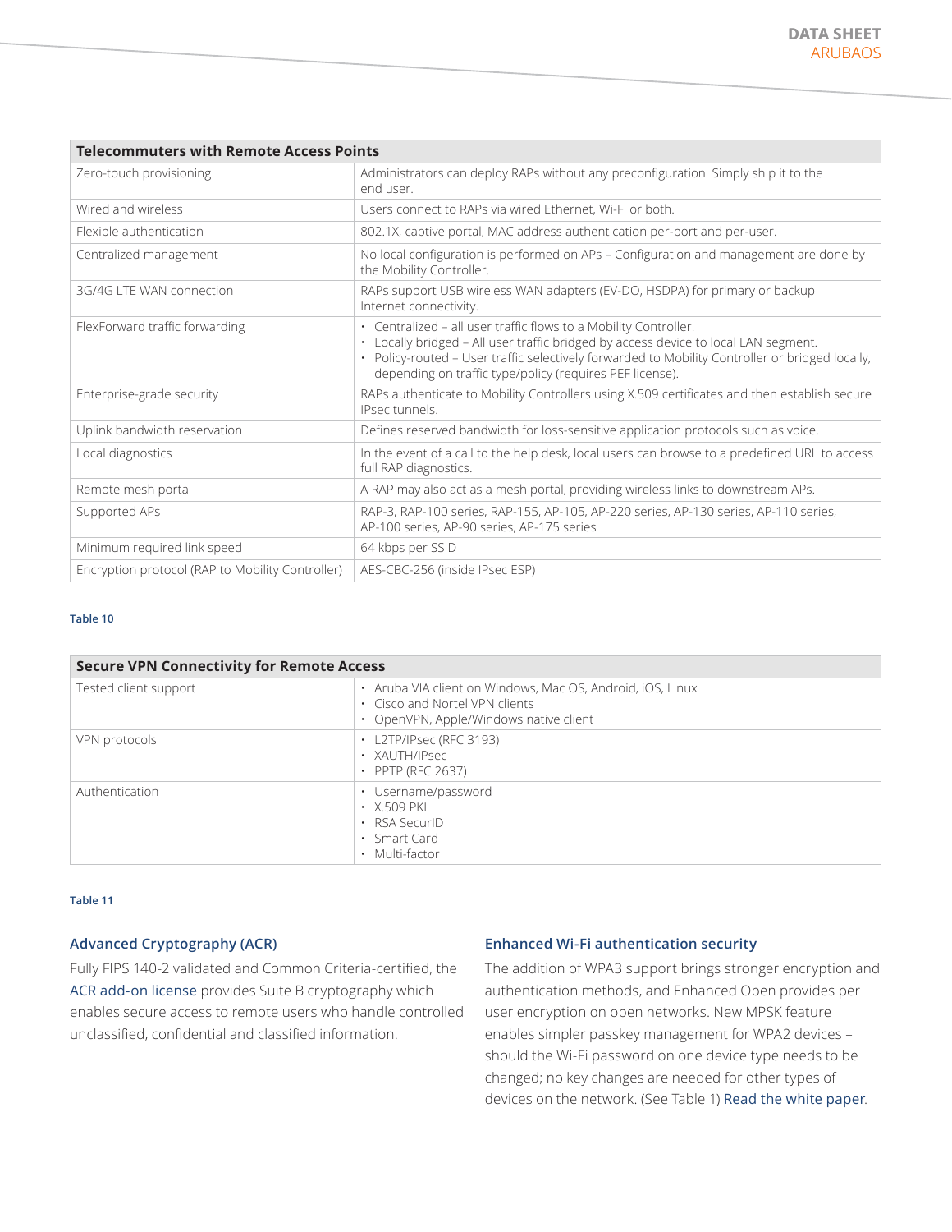| Telecommuters with Remote Access Points | |
|---|---|
| Zero-touch provisioning | Administrators can deploy RAPs without any preconfiguration. Simply ship it to the end user. |
| Wired and wireless | Users connect to RAPs via wired Ethernet, Wi-Fi or both. |
| Flexible authentication | 802.1X, captive portal, MAC address authentication per-port and per-user. |
| Centralized management | No local configuration is performed on APs – Configuration and management are done by the Mobility Controller. |
| 3G/4G LTE WAN connection | RAPs support USB wireless WAN adapters (EV-DO, HSDPA) for primary or backup Internet connectivity. |
| FlexForward traffic forwarding | • Centralized – all user traffic flows to a Mobility Controller.<br>• Locally bridged – All user traffic bridged by access device to local LAN segment.<br>• Policy-routed – User traffic selectively forwarded to Mobility Controller or bridged locally, depending on traffic type/policy (requires PEF license). |
| Enterprise-grade security | RAPs authenticate to Mobility Controllers using X.509 certificates and then establish secure IPsec tunnels. |
| Uplink bandwidth reservation | Defines reserved bandwidth for loss-sensitive application protocols such as voice. |
| Local diagnostics | In the event of a call to the help desk, local users can browse to a predefined URL to access full RAP diagnostics. |
| Remote mesh portal | A RAP may also act as a mesh portal, providing wireless links to downstream APs. |
| Supported APs | RAP-3, RAP-100 series, RAP-155, AP-105, AP-220 series, AP-130 series, AP-110 series, AP-100 series, AP-90 series, AP-175 series |
| Minimum required link speed | 64 kbps per SSID |
| Encryption protocol (RAP to Mobility Controller) | AES-CBC-256 (inside IPsec ESP) |

Table 10

| Secure VPN Connectivity for Remote Access | |
|---|---|
| Tested client support | • Aruba VIA client on Windows, Mac OS, Android, iOS, Linux<br>• Cisco and Nortel VPN clients<br>• OpenVPN, Apple/Windows native client |
| VPN protocols | • L2TP/IPsec (RFC 3193)<br>• XAUTH/IPsec<br>• PPTP (RFC 2637) |
| Authentication | • Username/password<br>• X.509 PKI<br>• RSA SecurID<br>• Smart Card<br>• Multi-factor |

Table 11

### Advanced Cryptography (ACR)

Fully FIPS 140-2 validated and Common Criteria-certified, the ACR add-on license provides Suite B cryptography which enables secure access to remote users who handle controlled unclassified, confidential and classified information.

### Enhanced Wi-Fi authentication security

The addition of WPA3 support brings stronger encryption and authentication methods, and Enhanced Open provides per user encryption on open networks. New MPSK feature enables simpler passkey management for WPA2 devices – should the Wi-Fi password on one device type needs to be changed; no key changes are needed for other types of devices on the network. (See Table 1) Read the white paper.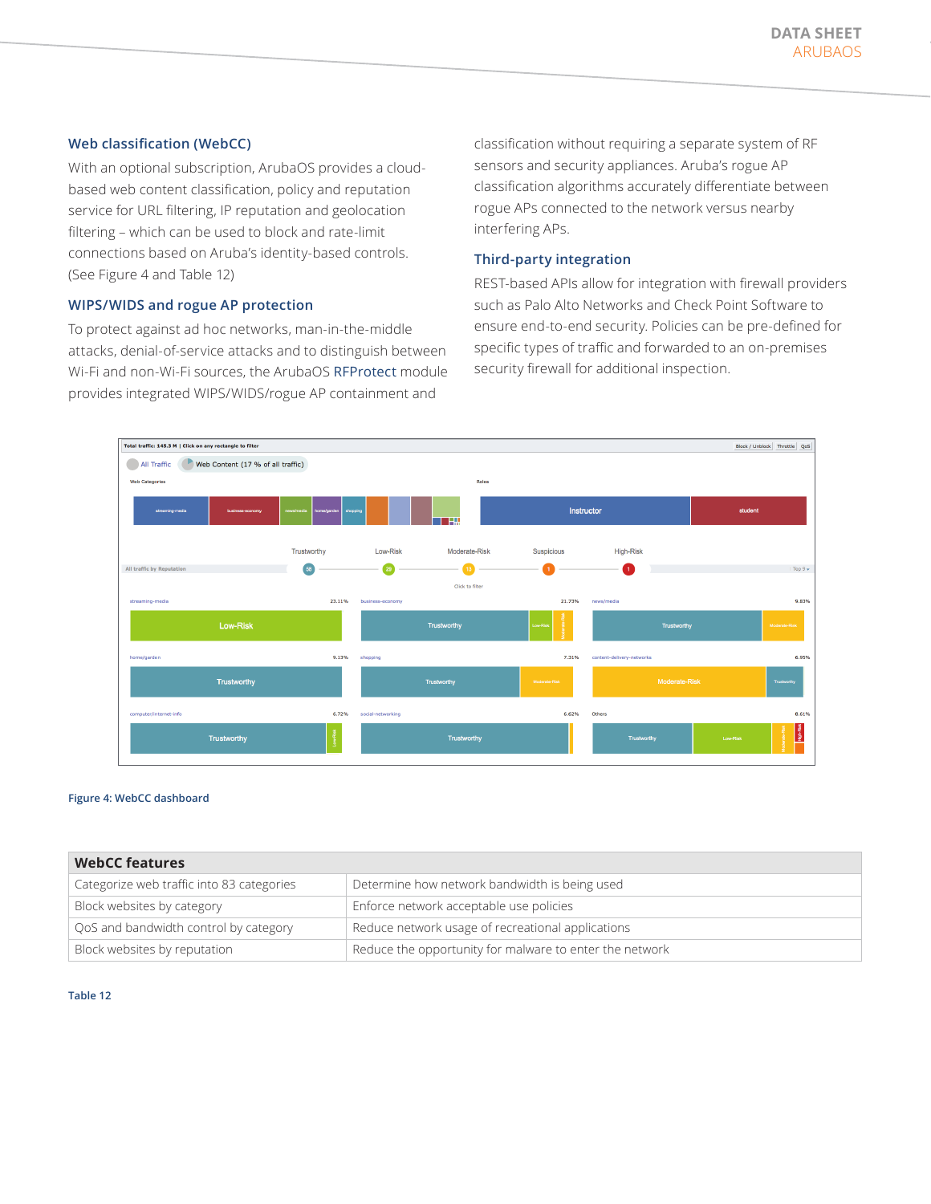## Web classification (WebCC)

With an optional subscription, ArubaOS provides a cloud-based web content classification, policy and reputation service for URL filtering, IP reputation and geolocation filtering – which can be used to block and rate-limit connections based on Aruba's identity-based controls. (See Figure 4 and Table 12)

## WIPS/WIDS and rogue AP protection

To protect against ad hoc networks, man-in-the-middle attacks, denial-of-service attacks and to distinguish between Wi-Fi and non-Wi-Fi sources, the ArubaOS RFProtect module provides integrated WIPS/WIDS/rogue AP containment and classification without requiring a separate system of RF sensors and security appliances. Aruba's rogue AP classification algorithms accurately differentiate between rogue APs connected to the network versus nearby interfering APs.

## Third-party integration

REST-based APIs allow for integration with firewall providers such as Palo Alto Networks and Check Point Software to ensure end-to-end security. Policies can be pre-defined for specific types of traffic and forwarded to an on-premises security firewall for additional inspection.

Figure 4: WebCC dashboard

| WebCC features | |
|---|---|
| Categorize web traffic into 83 categories | Determine how network bandwidth is being used |
| Block websites by category | Enforce network acceptable use policies |
| QoS and bandwidth control by category | Reduce network usage of recreational applications |
| Block websites by reputation | Reduce the opportunity for malware to enter the network |

Table 12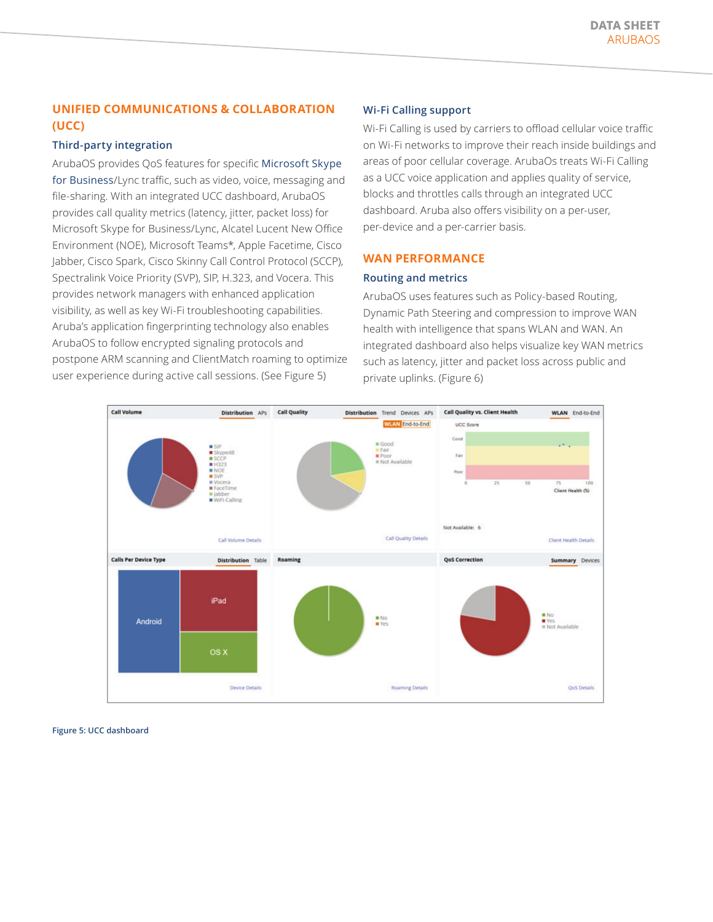## UNIFIED COMMUNICATIONS & COLLABORATION (UCC)

### Third-party integration

ArubaOS provides QoS features for specific Microsoft Skype for Business/Lync traffic, such as video, voice, messaging and file-sharing. With an integrated UCC dashboard, ArubaOS provides call quality metrics (latency, jitter, packet loss) for Microsoft Skype for Business/Lync, Alcatel Lucent New Office Environment (NOE), Microsoft Teams*, Apple Facetime, Cisco Jabber, Cisco Spark, Cisco Skinny Call Control Protocol (SCCP), Spectralink Voice Priority (SVP), SIP, H.323, and Vocera. This provides network managers with enhanced application visibility, as well as key Wi-Fi troubleshooting capabilities. Aruba's application fingerprinting technology also enables ArubaOS to follow encrypted signaling protocols and postpone ARM scanning and ClientMatch roaming to optimize user experience during active call sessions. (See Figure 5)

### Wi-Fi Calling support

Wi-Fi Calling is used by carriers to offload cellular voice traffic on Wi-Fi networks to improve their reach inside buildings and areas of poor cellular coverage. ArubaOs treats Wi-Fi Calling as a UCC voice application and applies quality of service, blocks and throttles calls through an integrated UCC dashboard. Aruba also offers visibility on a per-user, per-device and a per-carrier basis.

## WAN PERFORMANCE

### Routing and metrics

ArubaOS uses features such as Policy-based Routing, Dynamic Path Steering and compression to improve WAN health with intelligence that spans WLAN and WAN. An integrated dashboard also helps visualize key WAN metrics such as latency, jitter and packet loss across public and private uplinks. (Figure 6)

**Figure 5: UCC dashboard**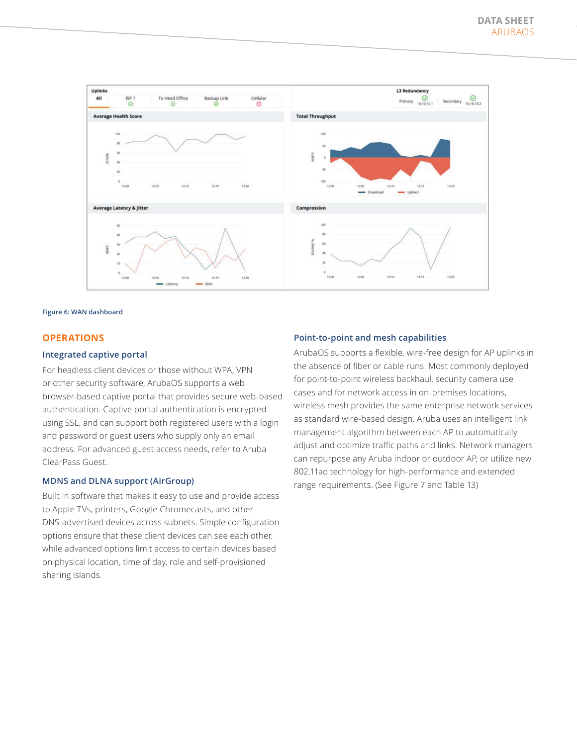Figure 6: WAN dashboard

## OPERATIONS

### Integrated captive portal

For headless client devices or those without WPA, VPN or other security software, ArubaOS supports a web browser-based captive portal that provides secure web-based authentication. Captive portal authentication is encrypted using SSL, and can support both registered users with a login and password or guest users who supply only an email address. For advanced guest access needs, refer to Aruba ClearPass Guest.

### MDNS and DLNA support (AirGroup)

Built in software that makes it easy to use and provide access to Apple TVs, printers, Google Chromecasts, and other DNS-advertised devices across subnets. Simple configuration options ensure that these client devices can see each other, while advanced options limit access to certain devices based on physical location, time of day, role and self-provisioned sharing islands.

### Point-to-point and mesh capabilities

ArubaOS supports a flexible, wire-free design for AP uplinks in the absence of fiber or cable runs. Most commonly deployed for point-to-point wireless backhaul, security camera use cases and for network access in on-premises locations, wireless mesh provides the same enterprise network services as standard wire-based design. Aruba uses an intelligent link management algorithm between each AP to automatically adjust and optimize traffic paths and links. Network managers can repurpose any Aruba indoor or outdoor AP, or utilize new 802.11ad technology for high-performance and extended range requirements. (See Figure 7 and Table 13)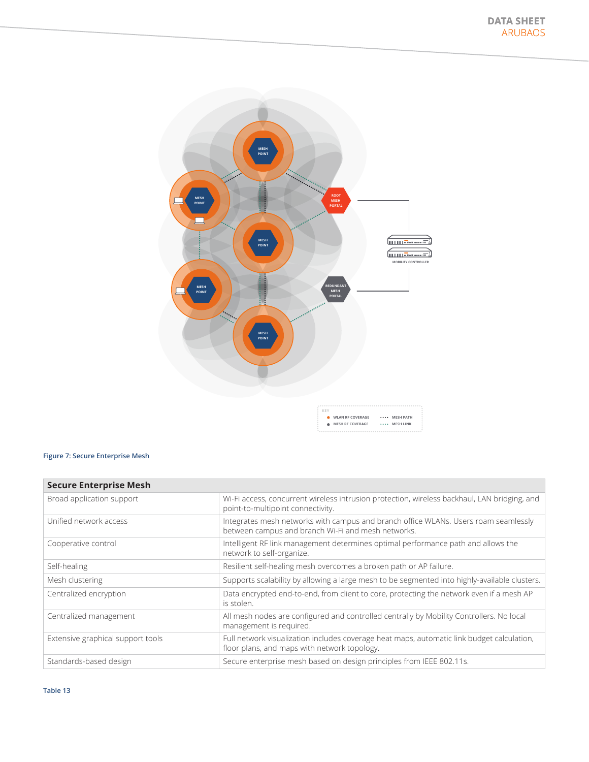Figure 7: Secure Enterprise Mesh

| Secure Enterprise Mesh | |
|---|---|
| Broad application support | Wi-Fi access, concurrent wireless intrusion protection, wireless backhaul, LAN bridging, and point-to-multipoint connectivity. |
| Unified network access | Integrates mesh networks with campus and branch office WLANs. Users roam seamlessly between campus and branch Wi-Fi and mesh networks. |
| Cooperative control | Intelligent RF link management determines optimal performance path and allows the network to self-organize. |
| Self-healing | Resilient self-healing mesh overcomes a broken path or AP failure. |
| Mesh clustering | Supports scalability by allowing a large mesh to be segmented into highly-available clusters. |
| Centralized encryption | Data encrypted end-to-end, from client to core, protecting the network even if a mesh AP is stolen. |
| Centralized management | All mesh nodes are configured and controlled centrally by Mobility Controllers. No local management is required. |
| Extensive graphical support tools | Full network visualization includes coverage heat maps, automatic link budget calculation, floor plans, and maps with network topology. |
| Standards-based design | Secure enterprise mesh based on design principles from IEEE 802.11s. |

Table 13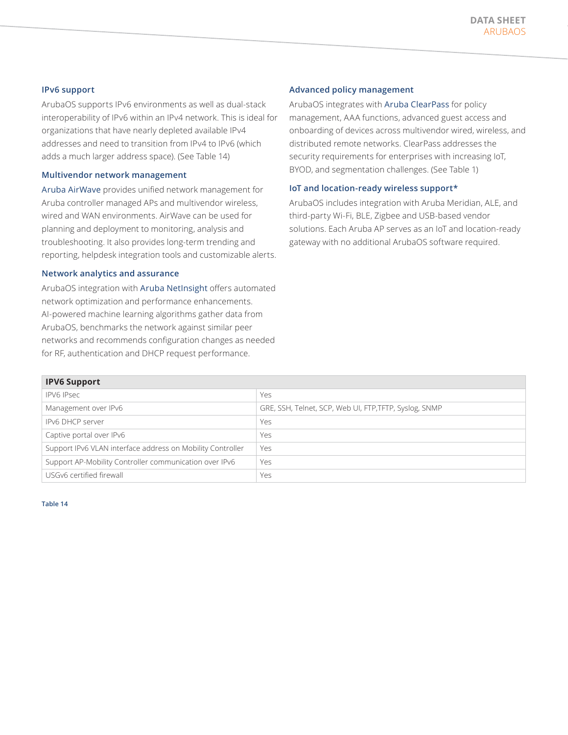### IPv6 support

ArubaOS supports IPv6 environments as well as dual-stack interoperability of IPv6 within an IPv4 network. This is ideal for organizations that have nearly depleted available IPv4 addresses and need to transition from IPv4 to IPv6 (which adds a much larger address space). (See Table 14)

### Multivendor network management

Aruba AirWave provides unified network management for Aruba controller managed APs and multivendor wireless, wired and WAN environments. AirWave can be used for planning and deployment to monitoring, analysis and troubleshooting. It also provides long-term trending and reporting, helpdesk integration tools and customizable alerts.

### Network analytics and assurance

ArubaOS integration with Aruba NetInsight offers automated network optimization and performance enhancements. AI-powered machine learning algorithms gather data from ArubaOS, benchmarks the network against similar peer networks and recommends configuration changes as needed for RF, authentication and DHCP request performance.

### Advanced policy management

ArubaOS integrates with Aruba ClearPass for policy management, AAA functions, advanced guest access and onboarding of devices across multivendor wired, wireless, and distributed remote networks. ClearPass addresses the security requirements for enterprises with increasing IoT, BYOD, and segmentation challenges. (See Table 1)

### IoT and location-ready wireless support*

ArubaOS includes integration with Aruba Meridian, ALE, and third-party Wi-Fi, BLE, Zigbee and USB-based vendor solutions. Each Aruba AP serves as an IoT and location-ready gateway with no additional ArubaOS software required.

| **IPV6 Support** | |
|---|---|
| IPV6 IPsec | Yes |
| Management over IPv6 | GRE, SSH, Telnet, SCP, Web UI, FTP,TFTP, Syslog, SNMP |
| IPv6 DHCP server | Yes |
| Captive portal over IPv6 | Yes |
| Support IPv6 VLAN interface address on Mobility Controller | Yes |
| Support AP-Mobility Controller communication over IPv6 | Yes |
| USGv6 certified firewall | Yes |

**Table 14**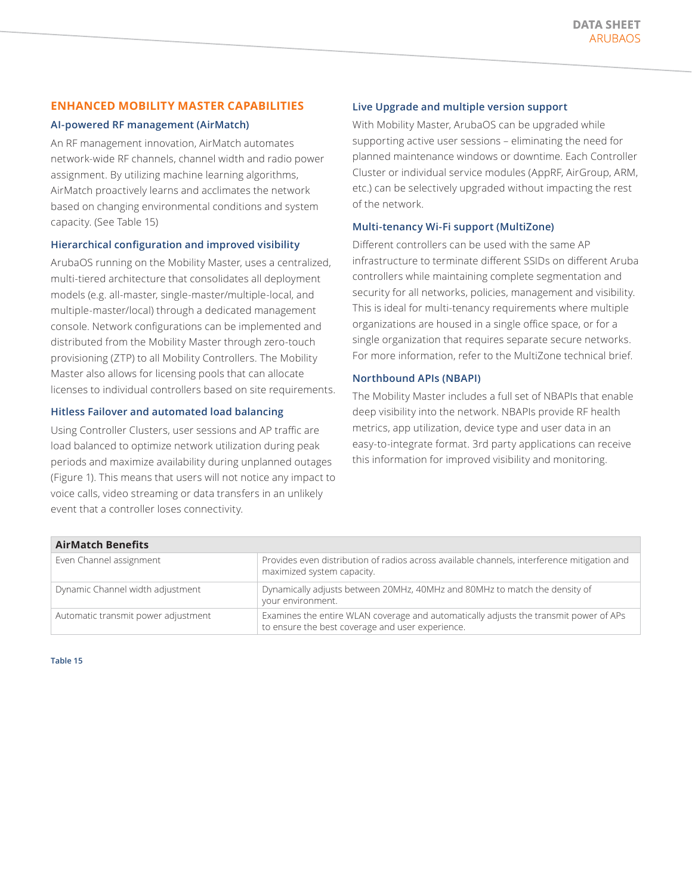## ENHANCED MOBILITY MASTER CAPABILITIES

### AI-powered RF management (AirMatch)

An RF management innovation, AirMatch automates network-wide RF channels, channel width and radio power assignment. By utilizing machine learning algorithms, AirMatch proactively learns and acclimates the network based on changing environmental conditions and system capacity. (See Table 15)

### Hierarchical configuration and improved visibility

ArubaOS running on the Mobility Master, uses a centralized, multi-tiered architecture that consolidates all deployment models (e.g. all-master, single-master/multiple-local, and multiple-master/local) through a dedicated management console. Network configurations can be implemented and distributed from the Mobility Master through zero-touch provisioning (ZTP) to all Mobility Controllers. The Mobility Master also allows for licensing pools that can allocate licenses to individual controllers based on site requirements.

### Hitless Failover and automated load balancing

Using Controller Clusters, user sessions and AP traffic are load balanced to optimize network utilization during peak periods and maximize availability during unplanned outages (Figure 1). This means that users will not notice any impact to voice calls, video streaming or data transfers in an unlikely event that a controller loses connectivity.

### Live Upgrade and multiple version support

With Mobility Master, ArubaOS can be upgraded while supporting active user sessions – eliminating the need for planned maintenance windows or downtime. Each Controller Cluster or individual service modules (AppRF, AirGroup, ARM, etc.) can be selectively upgraded without impacting the rest of the network.

### Multi-tenancy Wi-Fi support (MultiZone)

Different controllers can be used with the same AP infrastructure to terminate different SSIDs on different Aruba controllers while maintaining complete segmentation and security for all networks, policies, management and visibility. This is ideal for multi-tenancy requirements where multiple organizations are housed in a single office space, or for a single organization that requires separate secure networks. For more information, refer to the MultiZone technical brief.

### Northbound APIs (NBAPI)

The Mobility Master includes a full set of NBAPIs that enable deep visibility into the network. NBAPIs provide RF health metrics, app utilization, device type and user data in an easy-to-integrate format. 3rd party applications can receive this information for improved visibility and monitoring.

| AirMatch Benefits | |
|---|---|
| Even Channel assignment | Provides even distribution of radios across available channels, interference mitigation and maximized system capacity. |
| Dynamic Channel width adjustment | Dynamically adjusts between 20MHz, 40MHz and 80MHz to match the density of your environment. |
| Automatic transmit power adjustment | Examines the entire WLAN coverage and automatically adjusts the transmit power of APs to ensure the best coverage and user experience. |

Table 15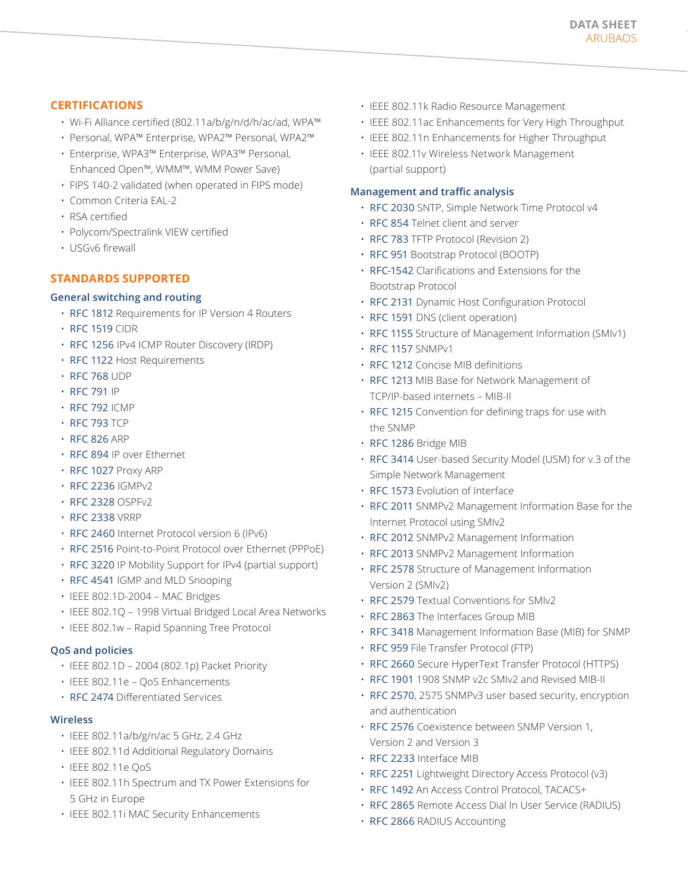## CERTIFICATIONS

- Wi-Fi Alliance certified (802.11a/b/g/n/d/h/ac/ad, WPA™
- Personal, WPA™ Enterprise, WPA2™ Personal, WPA2™
- Enterprise, WPA3™ Enterprise, WPA3™ Personal, Enhanced Open™, WMM™, WMM Power Save)
- FIPS 140-2 validated (when operated in FIPS mode)
- Common Criteria EAL-2
- RSA certified
- Polycom/Spectralink VIEW certified
- USGv6 firewall

## STANDARDS SUPPORTED

### General switching and routing

- RFC 1812 Requirements for IP Version 4 Routers
- RFC 1519 CIDR
- RFC 1256 IPv4 ICMP Router Discovery (IRDP)
- RFC 1122 Host Requirements
- RFC 768 UDP
- RFC 791 IP
- RFC 792 ICMP
- RFC 793 TCP
- RFC 826 ARP
- RFC 894 IP over Ethernet
- RFC 1027 Proxy ARP
- RFC 2236 IGMPv2
- RFC 2328 OSPFv2
- RFC 2338 VRRP
- RFC 2460 Internet Protocol version 6 (IPv6)
- RFC 2516 Point-to-Point Protocol over Ethernet (PPPoE)
- RFC 3220 IP Mobility Support for IPv4 (partial support)
- RFC 4541 IGMP and MLD Snooping
- IEEE 802.1D-2004 – MAC Bridges
- IEEE 802.1Q – 1998 Virtual Bridged Local Area Networks
- IEEE 802.1w – Rapid Spanning Tree Protocol

### QoS and policies

- IEEE 802.1D – 2004 (802.1p) Packet Priority
- IEEE 802.11e – QoS Enhancements
- RFC 2474 Differentiated Services

### Wireless

- IEEE 802.11a/b/g/n/ac 5 GHz, 2.4 GHz
- IEEE 802.11d Additional Regulatory Domains
- IEEE 802.11e QoS
- IEEE 802.11h Spectrum and TX Power Extensions for 5 GHz in Europe
- IEEE 802.11i MAC Security Enhancements
- IEEE 802.11k Radio Resource Management
- IEEE 802.11ac Enhancements for Very High Throughput
- IEEE 802.11n Enhancements for Higher Throughput
- IEEE 802.11v Wireless Network Management (partial support)

### Management and traffic analysis

- RFC 2030 SNTP, Simple Network Time Protocol v4
- RFC 854 Telnet client and server
- RFC 783 TFTP Protocol (Revision 2)
- RFC 951 Bootstrap Protocol (BOOTP)
- RFC-1542 Clarifications and Extensions for the Bootstrap Protocol
- RFC 2131 Dynamic Host Configuration Protocol
- RFC 1591 DNS (client operation)
- RFC 1155 Structure of Management Information (SMIv1)
- RFC 1157 SNMPv1
- RFC 1212 Concise MIB definitions
- RFC 1213 MIB Base for Network Management of TCP/IP-based internets – MIB-II
- RFC 1215 Convention for defining traps for use with the SNMP
- RFC 1286 Bridge MIB
- RFC 3414 User-based Security Model (USM) for v.3 of the Simple Network Management
- RFC 1573 Evolution of Interface
- RFC 2011 SNMPv2 Management Information Base for the Internet Protocol using SMIv2
- RFC 2012 SNMPv2 Management Information
- RFC 2013 SNMPv2 Management Information
- RFC 2578 Structure of Management Information Version 2 (SMIv2)
- RFC 2579 Textual Conventions for SMIv2
- RFC 2863 The Interfaces Group MIB
- RFC 3418 Management Information Base (MIB) for SNMP
- RFC 959 File Transfer Protocol (FTP)
- RFC 2660 Secure HyperText Transfer Protocol (HTTPS)
- RFC 1901 1908 SNMP v2c SMIv2 and Revised MIB-II
- RFC 2570, 2575 SNMPv3 user based security, encryption and authentication
- RFC 2576 Coexistence between SNMP Version 1, Version 2 and Version 3
- RFC 2233 Interface MIB
- RFC 2251 Lightweight Directory Access Protocol (v3)
- RFC 1492 An Access Control Protocol, TACACS+
- RFC 2865 Remote Access Dial In User Service (RADIUS)
- RFC 2866 RADIUS Accounting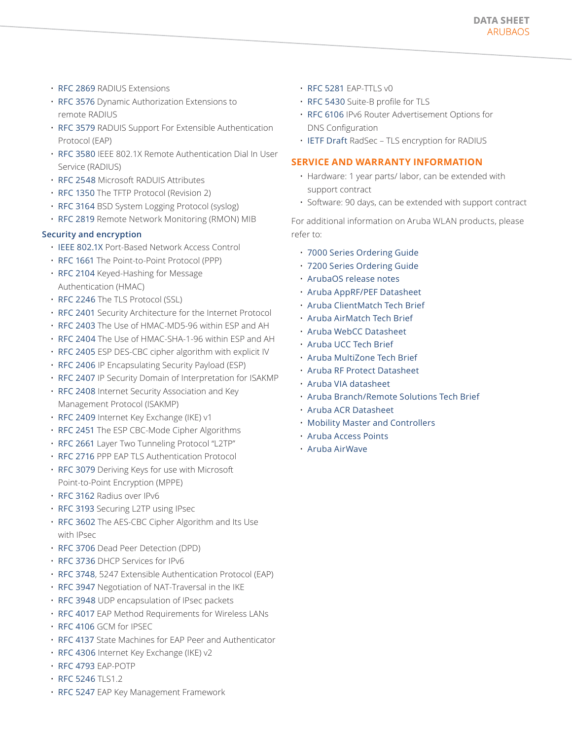- RFC 2869 RADIUS Extensions
- RFC 3576 Dynamic Authorization Extensions to remote RADIUS
- RFC 3579 RADUIS Support For Extensible Authentication Protocol (EAP)
- RFC 3580 IEEE 802.1X Remote Authentication Dial In User Service (RADIUS)
- RFC 2548 Microsoft RADUIS Attributes
- RFC 1350 The TFTP Protocol (Revision 2)
- RFC 3164 BSD System Logging Protocol (syslog)
- RFC 2819 Remote Network Monitoring (RMON) MIB

### Security and encryption

- IEEE 802.1X Port-Based Network Access Control
- RFC 1661 The Point-to-Point Protocol (PPP)
- RFC 2104 Keyed-Hashing for Message Authentication (HMAC)
- RFC 2246 The TLS Protocol (SSL)
- RFC 2401 Security Architecture for the Internet Protocol
- RFC 2403 The Use of HMAC-MD5-96 within ESP and AH
- RFC 2404 The Use of HMAC-SHA-1-96 within ESP and AH
- RFC 2405 ESP DES-CBC cipher algorithm with explicit IV
- RFC 2406 IP Encapsulating Security Payload (ESP)
- RFC 2407 IP Security Domain of Interpretation for ISAKMP
- RFC 2408 Internet Security Association and Key Management Protocol (ISAKMP)
- RFC 2409 Internet Key Exchange (IKE) v1
- RFC 2451 The ESP CBC-Mode Cipher Algorithms
- RFC 2661 Layer Two Tunneling Protocol "L2TP"
- RFC 2716 PPP EAP TLS Authentication Protocol
- RFC 3079 Deriving Keys for use with Microsoft Point-to-Point Encryption (MPPE)
- RFC 3162 Radius over IPv6
- RFC 3193 Securing L2TP using IPsec
- RFC 3602 The AES-CBC Cipher Algorithm and Its Use with IPsec
- RFC 3706 Dead Peer Detection (DPD)
- RFC 3736 DHCP Services for IPv6
- RFC 3748, 5247 Extensible Authentication Protocol (EAP)
- RFC 3947 Negotiation of NAT-Traversal in the IKE
- RFC 3948 UDP encapsulation of IPsec packets
- RFC 4017 EAP Method Requirements for Wireless LANs
- RFC 4106 GCM for IPSEC
- RFC 4137 State Machines for EAP Peer and Authenticator
- RFC 4306 Internet Key Exchange (IKE) v2
- RFC 4793 EAP-POTP
- RFC 5246 TLS1.2
- RFC 5247 EAP Key Management Framework
- RFC 5281 EAP-TTLS v0
- RFC 5430 Suite-B profile for TLS
- RFC 6106 IPv6 Router Advertisement Options for DNS Configuration
- IETF Draft RadSec – TLS encryption for RADIUS

## SERVICE AND WARRANTY INFORMATION

- Hardware: 1 year parts/ labor, can be extended with support contract
- Software: 90 days, can be extended with support contract

For additional information on Aruba WLAN products, please refer to:

- 7000 Series Ordering Guide
- 7200 Series Ordering Guide
- ArubaOS release notes
- Aruba AppRF/PEF Datasheet
- Aruba ClientMatch Tech Brief
- Aruba AirMatch Tech Brief
- Aruba WebCC Datasheet
- Aruba UCC Tech Brief
- Aruba MultiZone Tech Brief
- Aruba RF Protect Datasheet
- Aruba VIA datasheet
- Aruba Branch/Remote Solutions Tech Brief
- Aruba ACR Datasheet
- Mobility Master and Controllers
- Aruba Access Points
- Aruba AirWave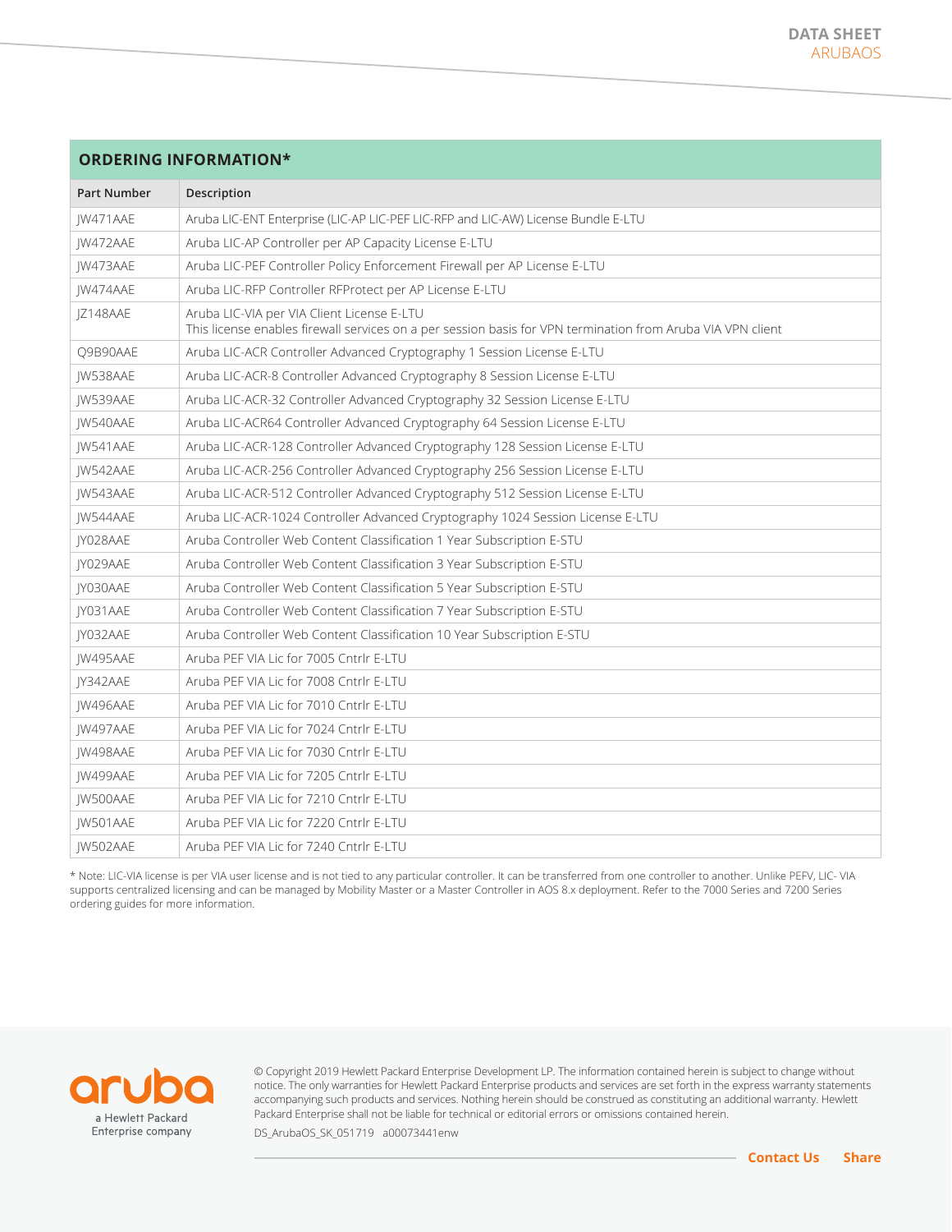## ORDERING INFORMATION*

| Part Number | Description |
|---|---|
| JW471AAE | Aruba LIC-ENT Enterprise (LIC-AP LIC-PEF LIC-RFP and LIC-AW) License Bundle E-LTU |
| JW472AAE | Aruba LIC-AP Controller per AP Capacity License E-LTU |
| JW473AAE | Aruba LIC-PEF Controller Policy Enforcement Firewall per AP License E-LTU |
| JW474AAE | Aruba LIC-RFP Controller RFProtect per AP License E-LTU |
| JZ148AAE | Aruba LIC-VIA per VIA Client License E-LTU<br>This license enables firewall services on a per session basis for VPN termination from Aruba VIA VPN client |
| Q9B90AAE | Aruba LIC-ACR Controller Advanced Cryptography 1 Session License E-LTU |
| JW538AAE | Aruba LIC-ACR-8 Controller Advanced Cryptography 8 Session License E-LTU |
| JW539AAE | Aruba LIC-ACR-32 Controller Advanced Cryptography 32 Session License E-LTU |
| JW540AAE | Aruba LIC-ACR64 Controller Advanced Cryptography 64 Session License E-LTU |
| JW541AAE | Aruba LIC-ACR-128 Controller Advanced Cryptography 128 Session License E-LTU |
| JW542AAE | Aruba LIC-ACR-256 Controller Advanced Cryptography 256 Session License E-LTU |
| JW543AAE | Aruba LIC-ACR-512 Controller Advanced Cryptography 512 Session License E-LTU |
| JW544AAE | Aruba LIC-ACR-1024 Controller Advanced Cryptography 1024 Session License E-LTU |
| JY028AAE | Aruba Controller Web Content Classification 1 Year Subscription E-STU |
| JY029AAE | Aruba Controller Web Content Classification 3 Year Subscription E-STU |
| JY030AAE | Aruba Controller Web Content Classification 5 Year Subscription E-STU |
| JY031AAE | Aruba Controller Web Content Classification 7 Year Subscription E-STU |
| JY032AAE | Aruba Controller Web Content Classification 10 Year Subscription E-STU |
| JW495AAE | Aruba PEF VIA Lic for 7005 Cntrlr E-LTU |
| JY342AAE | Aruba PEF VIA Lic for 7008 Cntrlr E-LTU |
| JW496AAE | Aruba PEF VIA Lic for 7010 Cntrlr E-LTU |
| JW497AAE | Aruba PEF VIA Lic for 7024 Cntrlr E-LTU |
| JW498AAE | Aruba PEF VIA Lic for 7030 Cntrlr E-LTU |
| JW499AAE | Aruba PEF VIA Lic for 7205 Cntrlr E-LTU |
| JW500AAE | Aruba PEF VIA Lic for 7210 Cntrlr E-LTU |
| JW501AAE | Aruba PEF VIA Lic for 7220 Cntrlr E-LTU |
| JW502AAE | Aruba PEF VIA Lic for 7240 Cntrlr E-LTU |

* Note: LIC-VIA license is per VIA user license and is not tied to any particular controller. It can be transferred from one controller to another. Unlike PEFV, LIC- VIA supports centralized licensing and can be managed by Mobility Master or a Master Controller in AOS 8.x deployment. Refer to the 7000 Series and 7200 Series ordering guides for more information.

a Hewlett Packard Enterprise company

© Copyright 2019 Hewlett Packard Enterprise Development LP. The information contained herein is subject to change without notice. The only warranties for Hewlett Packard Enterprise products and services are set forth in the express warranty statements accompanying such products and services. Nothing herein should be construed as constituting an additional warranty. Hewlett Packard Enterprise shall not be liable for technical or editorial errors or omissions contained herein.

DS_ArubaOS_SK_051719 a00073441enw

Contact Us Share